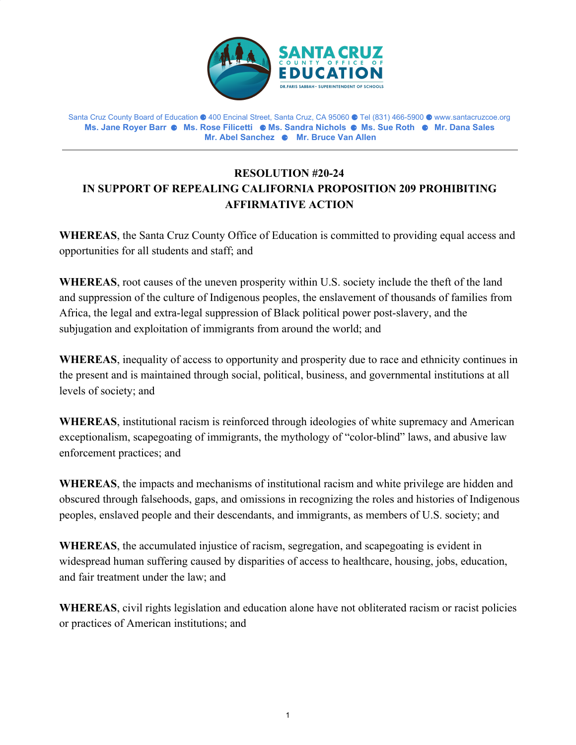SANTA CRUZ COUNTY OFFICE OF EDUCATION

DR.FARIS SABBAH • SUPERINTENDENT OF SCHOOLS

Santa Cruz County Board of Education ● 400 Encinal Street, Santa Cruz, CA 95060 ● Tel (831) 466-5900 ● www.santacruzcoe.org

**Ms. Jane Royer Barr ● Ms. Rose Filicetti ● Ms. Sandra Nichols ● Ms. Sue Roth ● Mr. Dana Sales**
**Mr. Abel Sanchez ● Mr. Bruce Van Allen**

---

## RESOLUTION #20-24
## IN SUPPORT OF REPEALING CALIFORNIA PROPOSITION 209 PROHIBITING AFFIRMATIVE ACTION

**WHEREAS**, the Santa Cruz County Office of Education is committed to providing equal access and opportunities for all students and staff; and

**WHEREAS**, root causes of the uneven prosperity within U.S. society include the theft of the land and suppression of the culture of Indigenous peoples, the enslavement of thousands of families from Africa, the legal and extra-legal suppression of Black political power post-slavery, and the subjugation and exploitation of immigrants from around the world; and

**WHEREAS**, inequality of access to opportunity and prosperity due to race and ethnicity continues in the present and is maintained through social, political, business, and governmental institutions at all levels of society; and

**WHEREAS**, institutional racism is reinforced through ideologies of white supremacy and American exceptionalism, scapegoating of immigrants, the mythology of "color-blind" laws, and abusive law enforcement practices; and

**WHEREAS**, the impacts and mechanisms of institutional racism and white privilege are hidden and obscured through falsehoods, gaps, and omissions in recognizing the roles and histories of Indigenous peoples, enslaved people and their descendants, and immigrants, as members of U.S. society; and

**WHEREAS**, the accumulated injustice of racism, segregation, and scapegoating is evident in widespread human suffering caused by disparities of access to healthcare, housing, jobs, education, and fair treatment under the law; and

**WHEREAS**, civil rights legislation and education alone have not obliterated racism or racist policies or practices of American institutions; and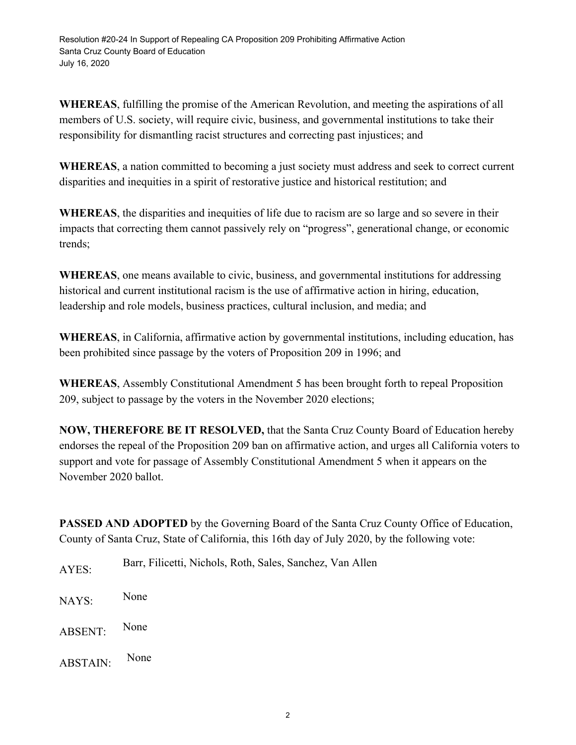**WHEREAS**, fulfilling the promise of the American Revolution, and meeting the aspirations of all members of U.S. society, will require civic, business, and governmental institutions to take their responsibility for dismantling racist structures and correcting past injustices; and

**WHEREAS**, a nation committed to becoming a just society must address and seek to correct current disparities and inequities in a spirit of restorative justice and historical restitution; and

**WHEREAS**, the disparities and inequities of life due to racism are so large and so severe in their impacts that correcting them cannot passively rely on "progress", generational change, or economic trends;

**WHEREAS**, one means available to civic, business, and governmental institutions for addressing historical and current institutional racism is the use of affirmative action in hiring, education, leadership and role models, business practices, cultural inclusion, and media; and

**WHEREAS**, in California, affirmative action by governmental institutions, including education, has been prohibited since passage by the voters of Proposition 209 in 1996; and

**WHEREAS**, Assembly Constitutional Amendment 5 has been brought forth to repeal Proposition 209, subject to passage by the voters in the November 2020 elections;

**NOW, THEREFORE BE IT RESOLVED,** that the Santa Cruz County Board of Education hereby endorses the repeal of the Proposition 209 ban on affirmative action, and urges all California voters to support and vote for passage of Assembly Constitutional Amendment 5 when it appears on the November 2020 ballot.

**PASSED AND ADOPTED** by the Governing Board of the Santa Cruz County Office of Education, County of Santa Cruz, State of California, this 16th day of July 2020, by the following vote:

AYES: Barr, Filicetti, Nichols, Roth, Sales, Sanchez, Van Allen

NAYS: None

ABSENT: None

ABSTAIN: None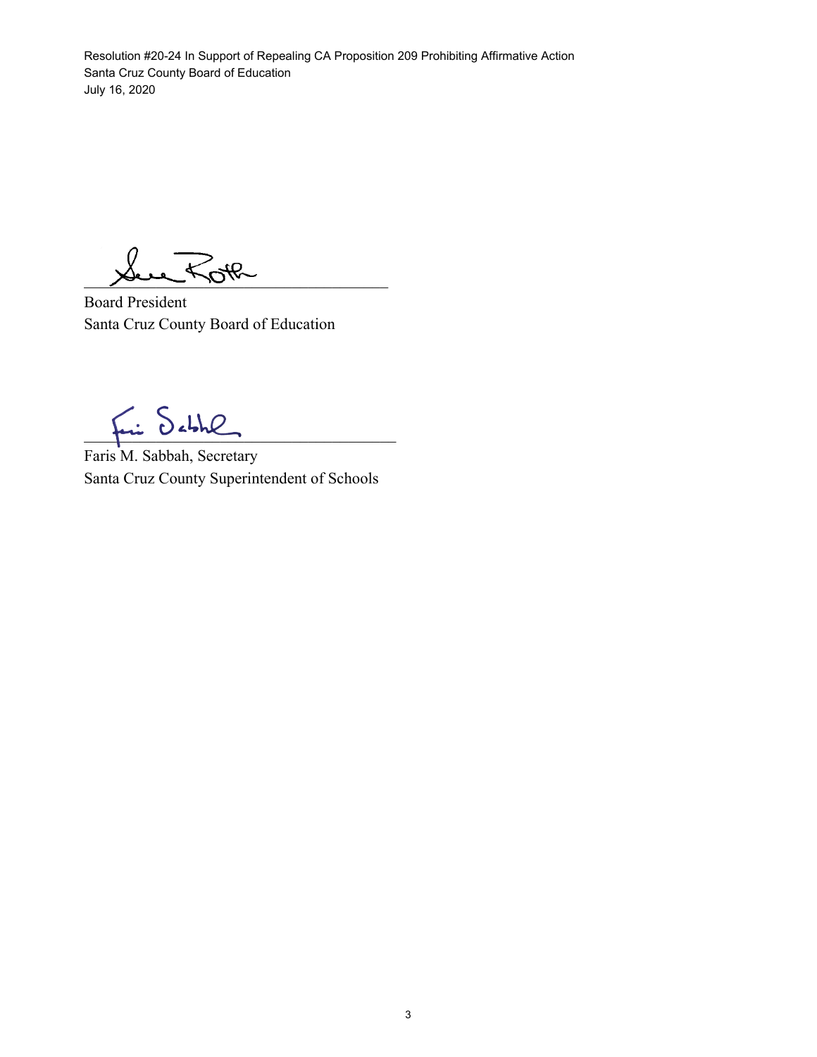Resolution #20-24 In Support of Repealing CA Proposition 209 Prohibiting Affirmative Action
Santa Cruz County Board of Education
July 16, 2020

_______________________________
Board President
Santa Cruz County Board of Education

_______________________________
Faris M. Sabbah, Secretary
Santa Cruz County Superintendent of Schools